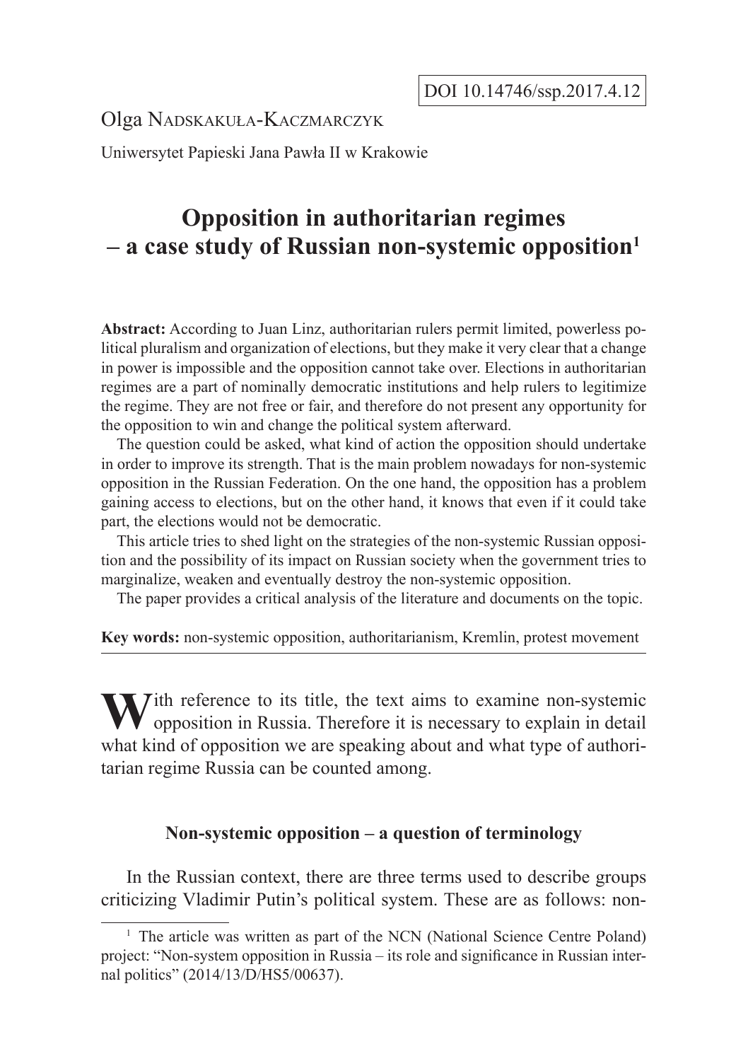DOI 10.14746/ssp.2017.4.12

Olga Nadskakuła-Kaczmarczyk

Uniwersytet Papieski Jana Pawła II w Krakowie

# Opposition in authoritarian regimes – a case study of Russian non-systemic opposition[1]

**Abstract:** According to Juan Linz, authoritarian rulers permit limited, powerless political pluralism and organization of elections, but they make it very clear that a change in power is impossible and the opposition cannot take over. Elections in authoritarian regimes are a part of nominally democratic institutions and help rulers to legitimize the regime. They are not free or fair, and therefore do not present any opportunity for the opposition to win and change the political system afterward.

The question could be asked, what kind of action the opposition should undertake in order to improve its strength. That is the main problem nowadays for non-systemic opposition in the Russian Federation. On the one hand, the opposition has a problem gaining access to elections, but on the other hand, it knows that even if it could take part, the elections would not be democratic.

This article tries to shed light on the strategies of the non-systemic Russian opposition and the possibility of its impact on Russian society when the government tries to marginalize, weaken and eventually destroy the non-systemic opposition.

The paper provides a critical analysis of the literature and documents on the topic.

**Key words:** non-systemic opposition, authoritarianism, Kremlin, protest movement

With reference to its title, the text aims to examine non-systemic opposition in Russia. Therefore it is necessary to explain in detail what kind of opposition we are speaking about and what type of authoritarian regime Russia can be counted among.

## Non-systemic opposition – a question of terminology

In the Russian context, there are three terms used to describe groups criticizing Vladimir Putin's political system. These are as follows: non-

[1] The article was written as part of the NCN (National Science Centre Poland) project: "Non-system opposition in Russia – its role and significance in Russian internal politics" (2014/13/D/HS5/00637).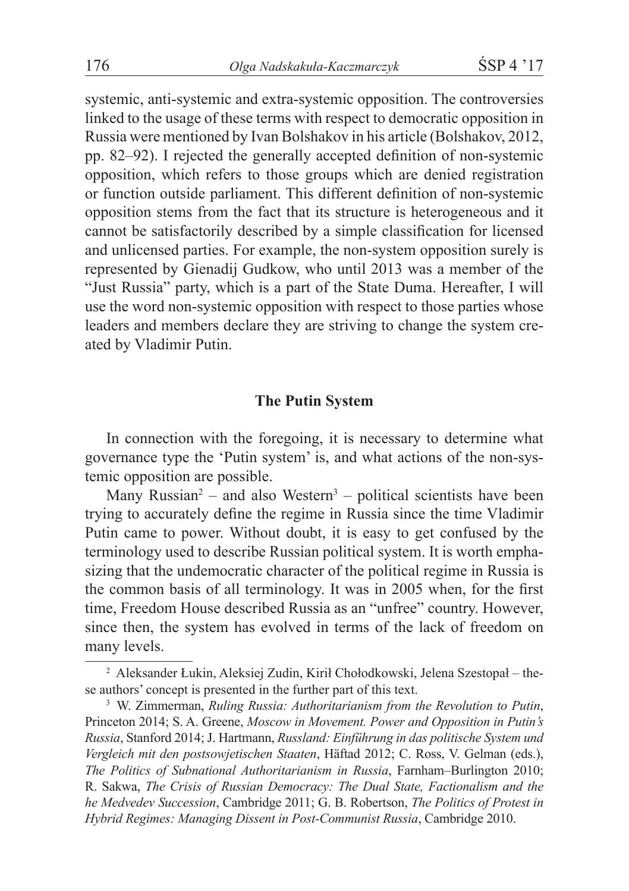systemic, anti-systemic and extra-systemic opposition. The controversies linked to the usage of these terms with respect to democratic opposition in Russia were mentioned by Ivan Bolshakov in his article (Bolshakov, 2012, pp. 82–92). I rejected the generally accepted definition of non-systemic opposition, which refers to those groups which are denied registration or function outside parliament. This different definition of non-systemic opposition stems from the fact that its structure is heterogeneous and it cannot be satisfactorily described by a simple classification for licensed and unlicensed parties. For example, the non-system opposition surely is represented by Gienadij Gudkow, who until 2013 was a member of the "Just Russia" party, which is a part of the State Duma. Hereafter, I will use the word non-systemic opposition with respect to those parties whose leaders and members declare they are striving to change the system created by Vladimir Putin.

## The Putin System

In connection with the foregoing, it is necessary to determine what governance type the 'Putin system' is, and what actions of the non-systemic opposition are possible.

Many Russian[2] – and also Western[3] – political scientists have been trying to accurately define the regime in Russia since the time Vladimir Putin came to power. Without doubt, it is easy to get confused by the terminology used to describe Russian political system. It is worth emphasizing that the undemocratic character of the political regime in Russia is the common basis of all terminology. It was in 2005 when, for the first time, Freedom House described Russia as an "unfree" country. However, since then, the system has evolved in terms of the lack of freedom on many levels.

---

[2] Aleksander Łukin, Aleksiej Zudin, Kirił Chołodkowski, Jelena Szestopał – these authors' concept is presented in the further part of this text.

[3] W. Zimmerman, *Ruling Russia: Authoritarianism from the Revolution to Putin*, Princeton 2014; S. A. Greene, *Moscow in Movement. Power and Opposition in Putin's Russia*, Stanford 2014; J. Hartmann, *Russland: Einführung in das politische System und Vergleich mit den postsowjetischen Staaten*, Häftad 2012; C. Ross, V. Gelman (eds.), *The Politics of Subnational Authoritarianism in Russia*, Farnham–Burlington 2010; R. Sakwa, *The Crisis of Russian Democracy: The Dual State, Factionalism and the he Medvedev Succession*, Cambridge 2011; G. B. Robertson, *The Politics of Protest in Hybrid Regimes: Managing Dissent in Post-Communist Russia*, Cambridge 2010.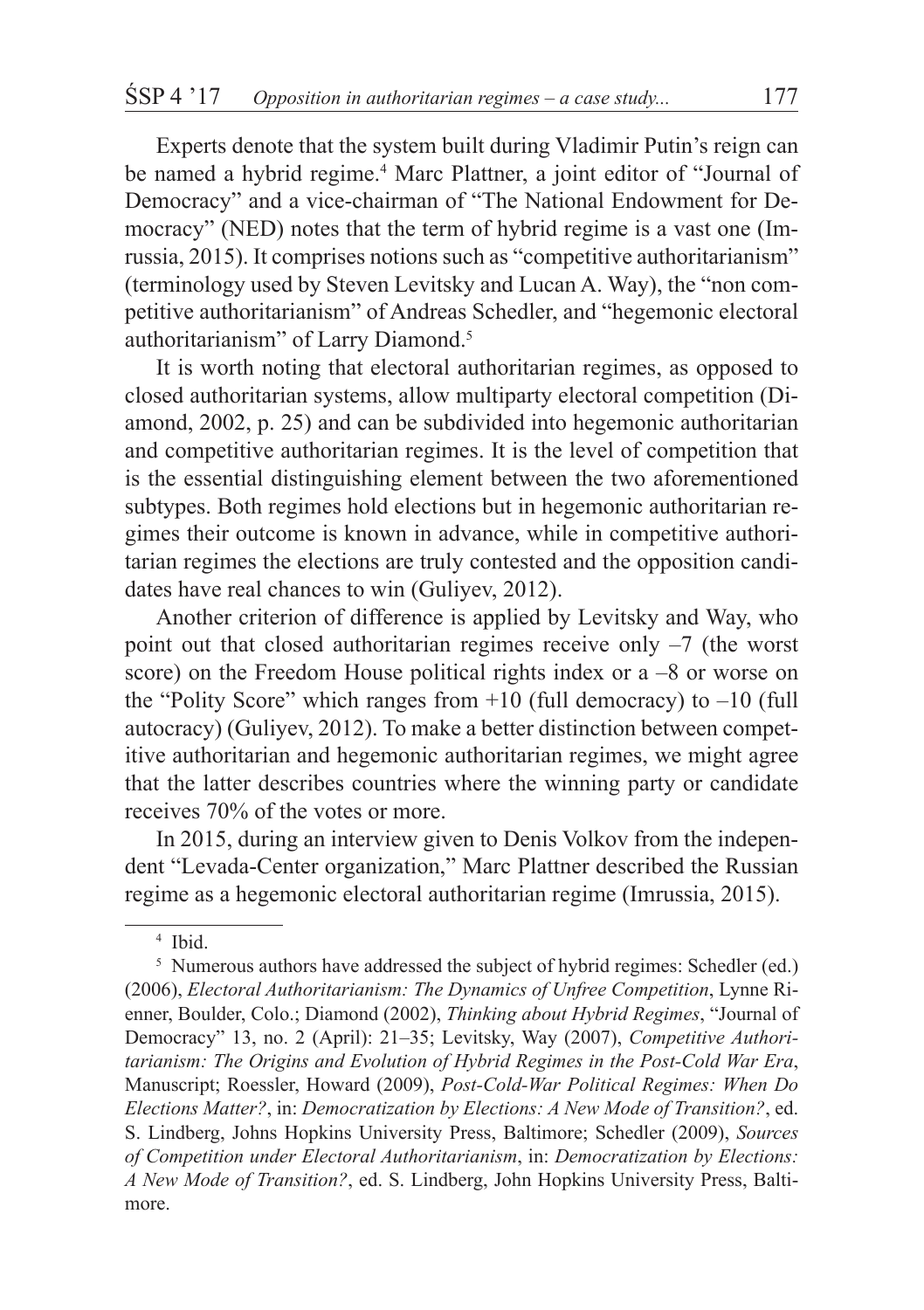Experts denote that the system built during Vladimir Putin's reign can be named a hybrid regime.[4] Marc Plattner, a joint editor of "Journal of Democracy" and a vice-chairman of "The National Endowment for Democracy" (NED) notes that the term of hybrid regime is a vast one (Imrussia, 2015). It comprises notions such as "competitive authoritarianism" (terminology used by Steven Levitsky and Lucan A. Way), the "non competitive authoritarianism" of Andreas Schedler, and "hegemonic electoral authoritarianism" of Larry Diamond.[5]

It is worth noting that electoral authoritarian regimes, as opposed to closed authoritarian systems, allow multiparty electoral competition (Diamond, 2002, p. 25) and can be subdivided into hegemonic authoritarian and competitive authoritarian regimes. It is the level of competition that is the essential distinguishing element between the two aforementioned subtypes. Both regimes hold elections but in hegemonic authoritarian regimes their outcome is known in advance, while in competitive authoritarian regimes the elections are truly contested and the opposition candidates have real chances to win (Guliyev, 2012).

Another criterion of difference is applied by Levitsky and Way, who point out that closed authoritarian regimes receive only –7 (the worst score) on the Freedom House political rights index or a –8 or worse on the "Polity Score" which ranges from +10 (full democracy) to –10 (full autocracy) (Guliyev, 2012). To make a better distinction between competitive authoritarian and hegemonic authoritarian regimes, we might agree that the latter describes countries where the winning party or candidate receives 70% of the votes or more.

In 2015, during an interview given to Denis Volkov from the independent "Levada-Center organization," Marc Plattner described the Russian regime as a hegemonic electoral authoritarian regime (Imrussia, 2015).

---

[4] Ibid.

[5] Numerous authors have addressed the subject of hybrid regimes: Schedler (ed.) (2006), *Electoral Authoritarianism: The Dynamics of Unfree Competition*, Lynne Rienner, Boulder, Colo.; Diamond (2002), *Thinking about Hybrid Regimes*, "Journal of Democracy" 13, no. 2 (April): 21–35; Levitsky, Way (2007), *Competitive Authoritarianism: The Origins and Evolution of Hybrid Regimes in the Post-Cold War Era*, Manuscript; Roessler, Howard (2009), *Post-Cold-War Political Regimes: When Do Elections Matter?*, in: *Democratization by Elections: A New Mode of Transition?*, ed. S. Lindberg, Johns Hopkins University Press, Baltimore; Schedler (2009), *Sources of Competition under Electoral Authoritarianism*, in: *Democratization by Elections: A New Mode of Transition?*, ed. S. Lindberg, John Hopkins University Press, Baltimore.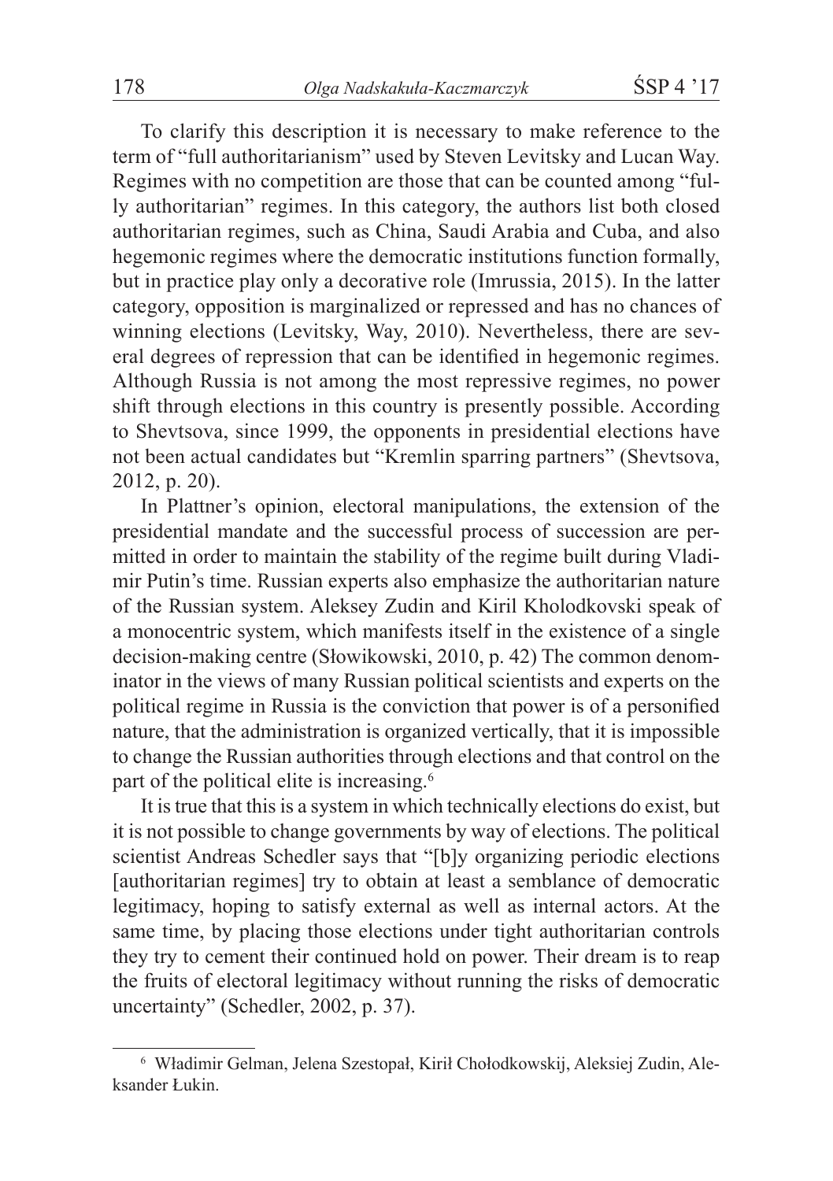To clarify this description it is necessary to make reference to the term of "full authoritarianism" used by Steven Levitsky and Lucan Way. Regimes with no competition are those that can be counted among "fully authoritarian" regimes. In this category, the authors list both closed authoritarian regimes, such as China, Saudi Arabia and Cuba, and also hegemonic regimes where the democratic institutions function formally, but in practice play only a decorative role (Imrussia, 2015). In the latter category, opposition is marginalized or repressed and has no chances of winning elections (Levitsky, Way, 2010). Nevertheless, there are several degrees of repression that can be identified in hegemonic regimes. Although Russia is not among the most repressive regimes, no power shift through elections in this country is presently possible. According to Shevtsova, since 1999, the opponents in presidential elections have not been actual candidates but "Kremlin sparring partners" (Shevtsova, 2012, p. 20).

In Plattner's opinion, electoral manipulations, the extension of the presidential mandate and the successful process of succession are permitted in order to maintain the stability of the regime built during Vladimir Putin's time. Russian experts also emphasize the authoritarian nature of the Russian system. Aleksey Zudin and Kiril Kholodkovski speak of a monocentric system, which manifests itself in the existence of a single decision-making centre (Słowikowski, 2010, p. 42) The common denominator in the views of many Russian political scientists and experts on the political regime in Russia is the conviction that power is of a personified nature, that the administration is organized vertically, that it is impossible to change the Russian authorities through elections and that control on the part of the political elite is increasing.[6]

It is true that this is a system in which technically elections do exist, but it is not possible to change governments by way of elections. The political scientist Andreas Schedler says that "[b]y organizing periodic elections [authoritarian regimes] try to obtain at least a semblance of democratic legitimacy, hoping to satisfy external as well as internal actors. At the same time, by placing those elections under tight authoritarian controls they try to cement their continued hold on power. Their dream is to reap the fruits of electoral legitimacy without running the risks of democratic uncertainty" (Schedler, 2002, p. 37).

[6] Władimir Gelman, Jelena Szestopał, Kirił Chołodkowskij, Aleksiej Zudin, Aleksander Łukin.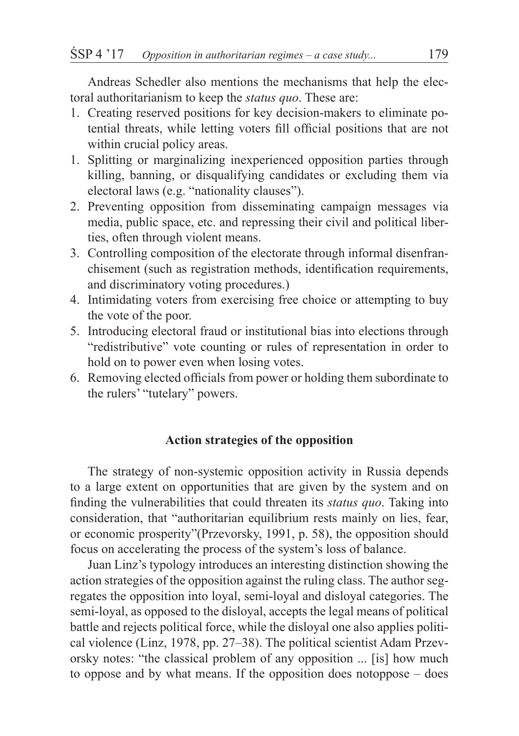Andreas Schedler also mentions the mechanisms that help the electoral authoritarianism to keep the *status quo*. These are:

1. Creating reserved positions for key decision-makers to eliminate potential threats, while letting voters fill official positions that are not within crucial policy areas.
1. Splitting or marginalizing inexperienced opposition parties through killing, banning, or disqualifying candidates or excluding them via electoral laws (e.g. "nationality clauses").
2. Preventing opposition from disseminating campaign messages via media, public space, etc. and repressing their civil and political liberties, often through violent means.
3. Controlling composition of the electorate through informal disenfranchisement (such as registration methods, identification requirements, and discriminatory voting procedures.)
4. Intimidating voters from exercising free choice or attempting to buy the vote of the poor.
5. Introducing electoral fraud or institutional bias into elections through "redistributive" vote counting or rules of representation in order to hold on to power even when losing votes.
6. Removing elected officials from power or holding them subordinate to the rulers' "tutelary" powers.

**Action strategies of the opposition**

The strategy of non-systemic opposition activity in Russia depends to a large extent on opportunities that are given by the system and on finding the vulnerabilities that could threaten its *status quo*. Taking into consideration, that "authoritarian equilibrium rests mainly on lies, fear, or economic prosperity"(Przevorsky, 1991, p. 58), the opposition should focus on accelerating the process of the system's loss of balance.

Juan Linz's typology introduces an interesting distinction showing the action strategies of the opposition against the ruling class. The author segregates the opposition into loyal, semi-loyal and disloyal categories. The semi-loyal, as opposed to the disloyal, accepts the legal means of political battle and rejects political force, while the disloyal one also applies political violence (Linz, 1978, pp. 27–38). The political scientist Adam Przevorsky notes: "the classical problem of any opposition ... [is] how much to oppose and by what means. If the opposition does notoppose – does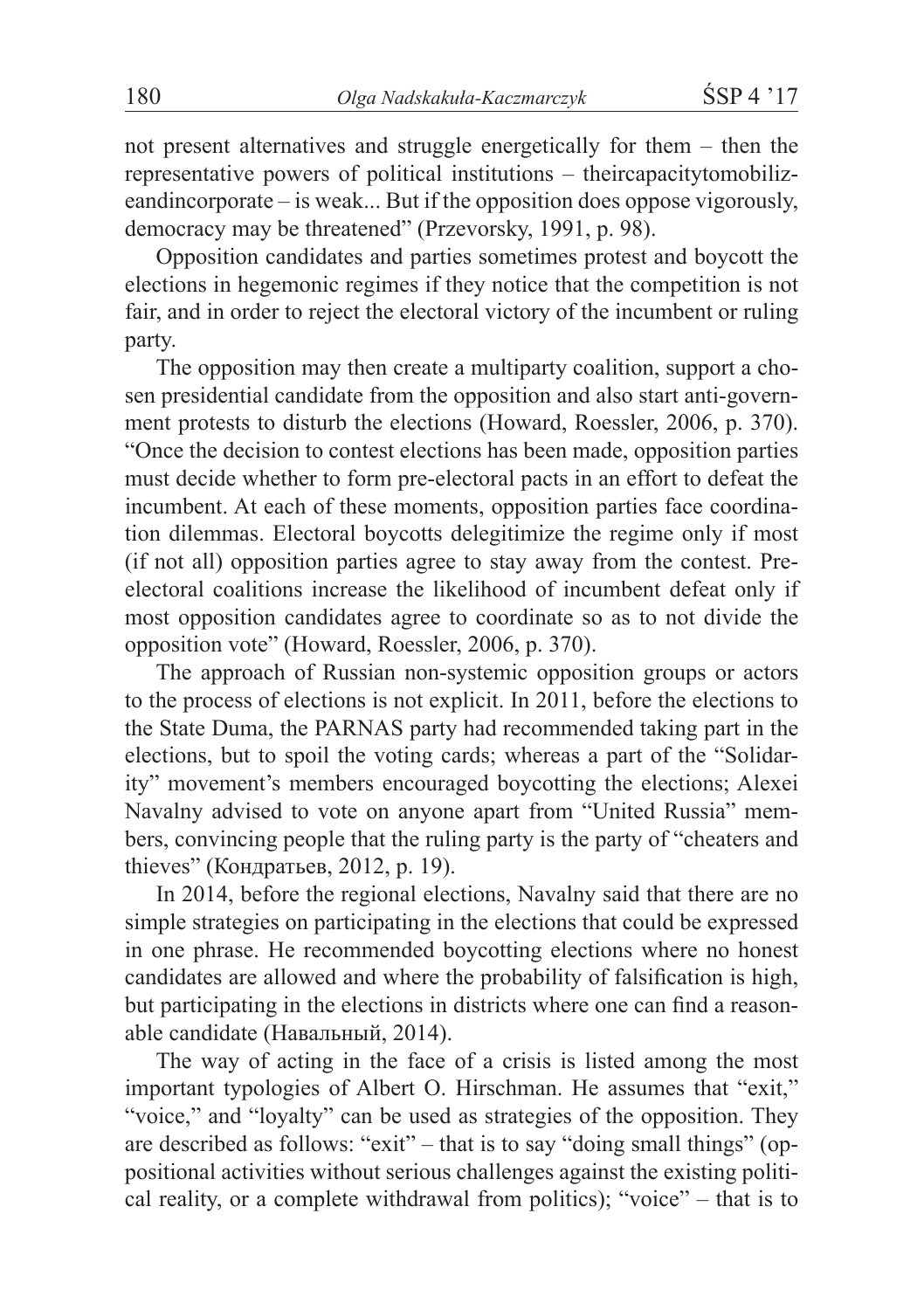not present alternatives and struggle energetically for them – then the representative powers of political institutions – theircapacitytomobilizeandincorporate – is weak... But if the opposition does oppose vigorously, democracy may be threatened" (Przevorsky, 1991, p. 98).

Opposition candidates and parties sometimes protest and boycott the elections in hegemonic regimes if they notice that the competition is not fair, and in order to reject the electoral victory of the incumbent or ruling party.

The opposition may then create a multiparty coalition, support a chosen presidential candidate from the opposition and also start anti-government protests to disturb the elections (Howard, Roessler, 2006, p. 370). "Once the decision to contest elections has been made, opposition parties must decide whether to form pre-electoral pacts in an effort to defeat the incumbent. At each of these moments, opposition parties face coordination dilemmas. Electoral boycotts delegitimize the regime only if most (if not all) opposition parties agree to stay away from the contest. Pre-electoral coalitions increase the likelihood of incumbent defeat only if most opposition candidates agree to coordinate so as to not divide the opposition vote" (Howard, Roessler, 2006, p. 370).

The approach of Russian non-systemic opposition groups or actors to the process of elections is not explicit. In 2011, before the elections to the State Duma, the PARNAS party had recommended taking part in the elections, but to spoil the voting cards; whereas a part of the "Solidarity" movement's members encouraged boycotting the elections; Alexei Navalny advised to vote on anyone apart from "United Russia" members, convincing people that the ruling party is the party of "cheaters and thieves" (Кондратьев, 2012, p. 19).

In 2014, before the regional elections, Navalny said that there are no simple strategies on participating in the elections that could be expressed in one phrase. He recommended boycotting elections where no honest candidates are allowed and where the probability of falsification is high, but participating in the elections in districts where one can find a reasonable candidate (Навальный, 2014).

The way of acting in the face of a crisis is listed among the most important typologies of Albert O. Hirschman. He assumes that "exit," "voice," and "loyalty" can be used as strategies of the opposition. They are described as follows: "exit" – that is to say "doing small things" (oppositional activities without serious challenges against the existing political reality, or a complete withdrawal from politics); "voice" – that is to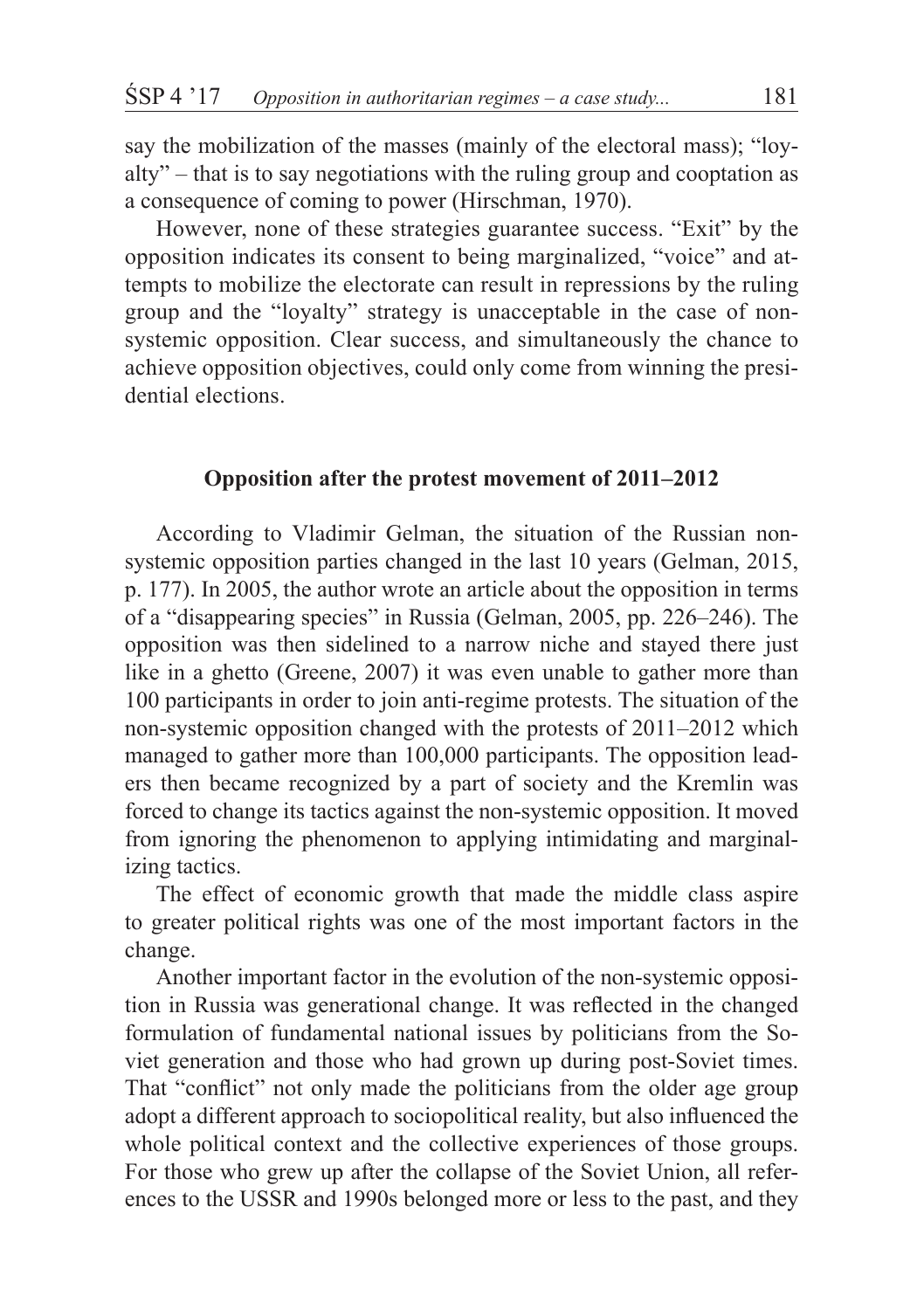say the mobilization of the masses (mainly of the electoral mass); "loyalty" – that is to say negotiations with the ruling group and cooptation as a consequence of coming to power (Hirschman, 1970).

However, none of these strategies guarantee success. "Exit" by the opposition indicates its consent to being marginalized, "voice" and attempts to mobilize the electorate can result in repressions by the ruling group and the "loyalty" strategy is unacceptable in the case of non-systemic opposition. Clear success, and simultaneously the chance to achieve opposition objectives, could only come from winning the presidential elections.

## Opposition after the protest movement of 2011–2012

According to Vladimir Gelman, the situation of the Russian non-systemic opposition parties changed in the last 10 years (Gelman, 2015, p. 177). In 2005, the author wrote an article about the opposition in terms of a "disappearing species" in Russia (Gelman, 2005, pp. 226–246). The opposition was then sidelined to a narrow niche and stayed there just like in a ghetto (Greene, 2007) it was even unable to gather more than 100 participants in order to join anti-regime protests. The situation of the non-systemic opposition changed with the protests of 2011–2012 which managed to gather more than 100,000 participants. The opposition leaders then became recognized by a part of society and the Kremlin was forced to change its tactics against the non-systemic opposition. It moved from ignoring the phenomenon to applying intimidating and marginalizing tactics.

The effect of economic growth that made the middle class aspire to greater political rights was one of the most important factors in the change.

Another important factor in the evolution of the non-systemic opposition in Russia was generational change. It was reflected in the changed formulation of fundamental national issues by politicians from the Soviet generation and those who had grown up during post-Soviet times. That "conflict" not only made the politicians from the older age group adopt a different approach to sociopolitical reality, but also influenced the whole political context and the collective experiences of those groups. For those who grew up after the collapse of the Soviet Union, all references to the USSR and 1990s belonged more or less to the past, and they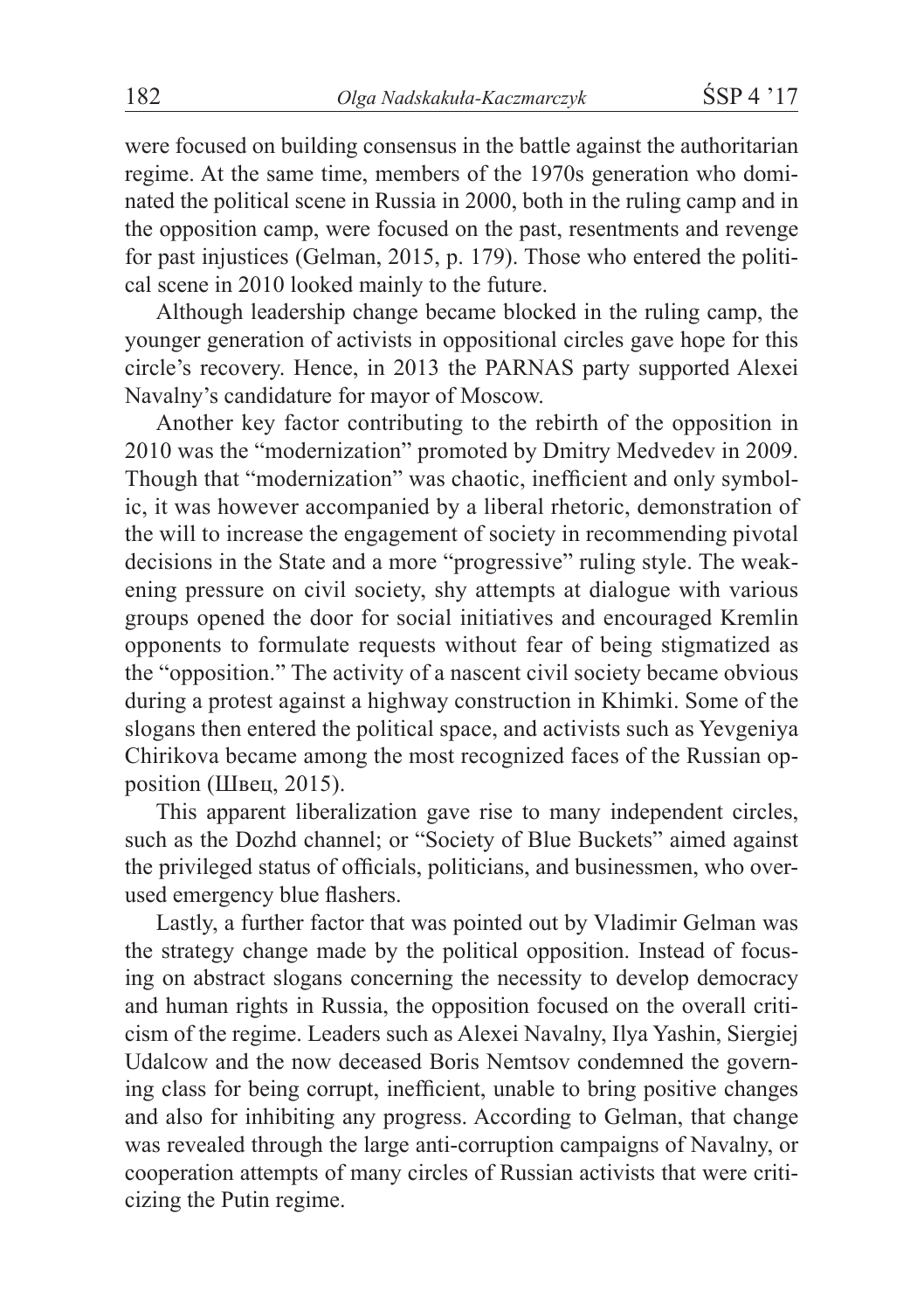were focused on building consensus in the battle against the authoritarian regime. At the same time, members of the 1970s generation who dominated the political scene in Russia in 2000, both in the ruling camp and in the opposition camp, were focused on the past, resentments and revenge for past injustices (Gelman, 2015, p. 179). Those who entered the political scene in 2010 looked mainly to the future.

Although leadership change became blocked in the ruling camp, the younger generation of activists in oppositional circles gave hope for this circle's recovery. Hence, in 2013 the PARNAS party supported Alexei Navalny's candidature for mayor of Moscow.

Another key factor contributing to the rebirth of the opposition in 2010 was the "modernization" promoted by Dmitry Medvedev in 2009. Though that "modernization" was chaotic, inefficient and only symbolic, it was however accompanied by a liberal rhetoric, demonstration of the will to increase the engagement of society in recommending pivotal decisions in the State and a more "progressive" ruling style. The weakening pressure on civil society, shy attempts at dialogue with various groups opened the door for social initiatives and encouraged Kremlin opponents to formulate requests without fear of being stigmatized as the "opposition." The activity of a nascent civil society became obvious during a protest against a highway construction in Khimki. Some of the slogans then entered the political space, and activists such as Yevgeniya Chirikova became among the most recognized faces of the Russian opposition (Швец, 2015).

This apparent liberalization gave rise to many independent circles, such as the Dozhd channel; or "Society of Blue Buckets" aimed against the privileged status of officials, politicians, and businessmen, who overused emergency blue flashers.

Lastly, a further factor that was pointed out by Vladimir Gelman was the strategy change made by the political opposition. Instead of focusing on abstract slogans concerning the necessity to develop democracy and human rights in Russia, the opposition focused on the overall criticism of the regime. Leaders such as Alexei Navalny, Ilya Yashin, Siergiej Udalcow and the now deceased Boris Nemtsov condemned the governing class for being corrupt, inefficient, unable to bring positive changes and also for inhibiting any progress. According to Gelman, that change was revealed through the large anti-corruption campaigns of Navalny, or cooperation attempts of many circles of Russian activists that were criticizing the Putin regime.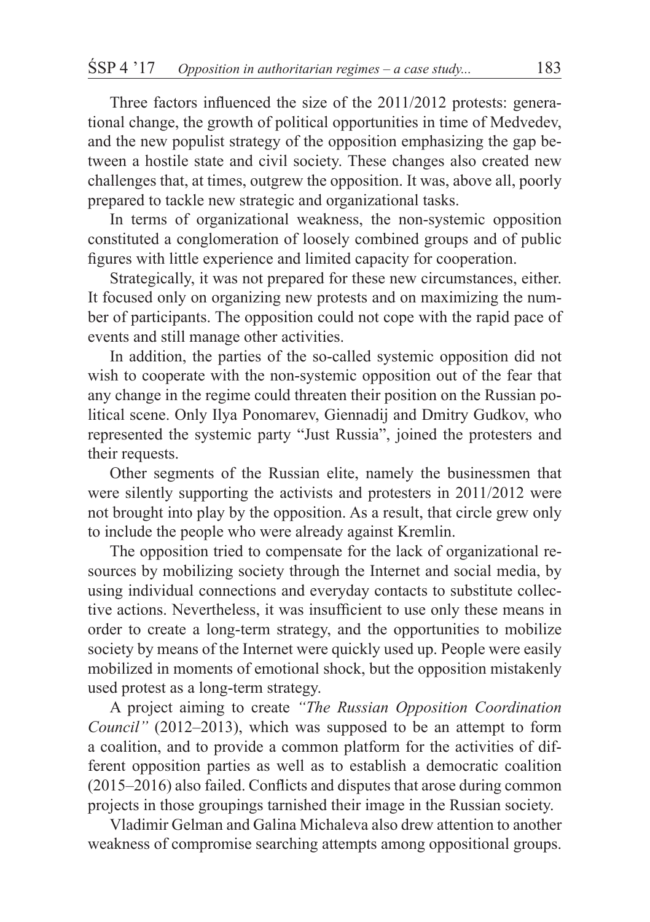Three factors influenced the size of the 2011/2012 protests: generational change, the growth of political opportunities in time of Medvedev, and the new populist strategy of the opposition emphasizing the gap between a hostile state and civil society. These changes also created new challenges that, at times, outgrew the opposition. It was, above all, poorly prepared to tackle new strategic and organizational tasks.

In terms of organizational weakness, the non-systemic opposition constituted a conglomeration of loosely combined groups and of public figures with little experience and limited capacity for cooperation.

Strategically, it was not prepared for these new circumstances, either. It focused only on organizing new protests and on maximizing the number of participants. The opposition could not cope with the rapid pace of events and still manage other activities.

In addition, the parties of the so-called systemic opposition did not wish to cooperate with the non-systemic opposition out of the fear that any change in the regime could threaten their position on the Russian political scene. Only Ilya Ponomarev, Giennadij and Dmitry Gudkov, who represented the systemic party "Just Russia", joined the protesters and their requests.

Other segments of the Russian elite, namely the businessmen that were silently supporting the activists and protesters in 2011/2012 were not brought into play by the opposition. As a result, that circle grew only to include the people who were already against Kremlin.

The opposition tried to compensate for the lack of organizational resources by mobilizing society through the Internet and social media, by using individual connections and everyday contacts to substitute collective actions. Nevertheless, it was insufficient to use only these means in order to create a long-term strategy, and the opportunities to mobilize society by means of the Internet were quickly used up. People were easily mobilized in moments of emotional shock, but the opposition mistakenly used protest as a long-term strategy.

A project aiming to create *"The Russian Opposition Coordination Council"* (2012–2013), which was supposed to be an attempt to form a coalition, and to provide a common platform for the activities of different opposition parties as well as to establish a democratic coalition (2015–2016) also failed. Conflicts and disputes that arose during common projects in those groupings tarnished their image in the Russian society.

Vladimir Gelman and Galina Michaleva also drew attention to another weakness of compromise searching attempts among oppositional groups.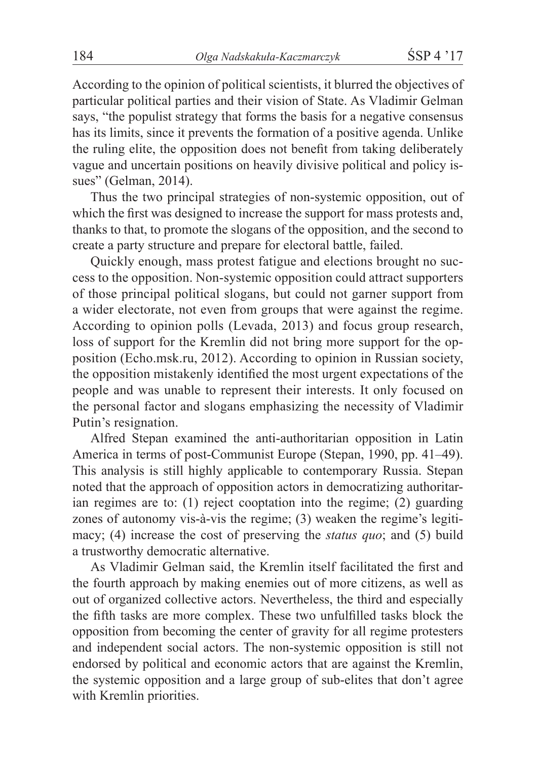According to the opinion of political scientists, it blurred the objectives of particular political parties and their vision of State. As Vladimir Gelman says, "the populist strategy that forms the basis for a negative consensus has its limits, since it prevents the formation of a positive agenda. Unlike the ruling elite, the opposition does not benefit from taking deliberately vague and uncertain positions on heavily divisive political and policy issues" (Gelman, 2014).

Thus the two principal strategies of non-systemic opposition, out of which the first was designed to increase the support for mass protests and, thanks to that, to promote the slogans of the opposition, and the second to create a party structure and prepare for electoral battle, failed.

Quickly enough, mass protest fatigue and elections brought no success to the opposition. Non-systemic opposition could attract supporters of those principal political slogans, but could not garner support from a wider electorate, not even from groups that were against the regime. According to opinion polls (Levada, 2013) and focus group research, loss of support for the Kremlin did not bring more support for the opposition (Echo.msk.ru, 2012). According to opinion in Russian society, the opposition mistakenly identified the most urgent expectations of the people and was unable to represent their interests. It only focused on the personal factor and slogans emphasizing the necessity of Vladimir Putin's resignation.

Alfred Stepan examined the anti-authoritarian opposition in Latin America in terms of post-Communist Europe (Stepan, 1990, pp. 41–49). This analysis is still highly applicable to contemporary Russia. Stepan noted that the approach of opposition actors in democratizing authoritarian regimes are to: (1) reject cooptation into the regime; (2) guarding zones of autonomy vis-à-vis the regime; (3) weaken the regime's legitimacy; (4) increase the cost of preserving the *status quo*; and (5) build a trustworthy democratic alternative.

As Vladimir Gelman said, the Kremlin itself facilitated the first and the fourth approach by making enemies out of more citizens, as well as out of organized collective actors. Nevertheless, the third and especially the fifth tasks are more complex. These two unfulfilled tasks block the opposition from becoming the center of gravity for all regime protesters and independent social actors. The non-systemic opposition is still not endorsed by political and economic actors that are against the Kremlin, the systemic opposition and a large group of sub-elites that don't agree with Kremlin priorities.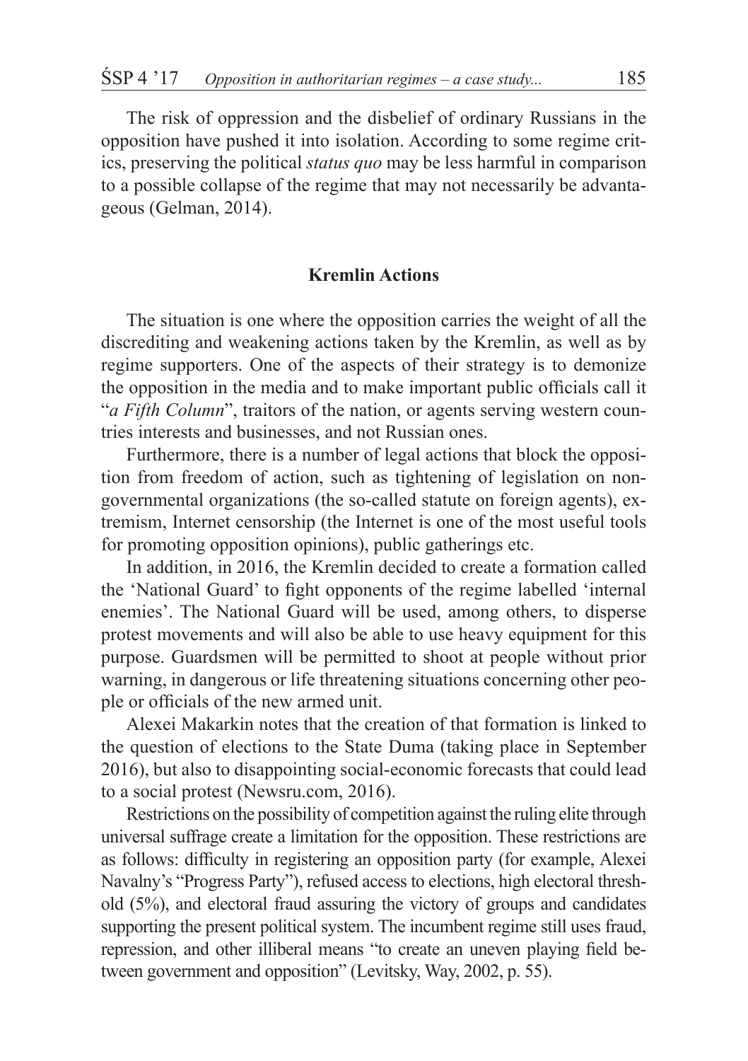The risk of oppression and the disbelief of ordinary Russians in the opposition have pushed it into isolation. According to some regime critics, preserving the political *status quo* may be less harmful in comparison to a possible collapse of the regime that may not necessarily be advantageous (Gelman, 2014).

## Kremlin Actions

The situation is one where the opposition carries the weight of all the discrediting and weakening actions taken by the Kremlin, as well as by regime supporters. One of the aspects of their strategy is to demonize the opposition in the media and to make important public officials call it "*a Fifth Column*", traitors of the nation, or agents serving western countries interests and businesses, and not Russian ones.

Furthermore, there is a number of legal actions that block the opposition from freedom of action, such as tightening of legislation on non-governmental organizations (the so-called statute on foreign agents), extremism, Internet censorship (the Internet is one of the most useful tools for promoting opposition opinions), public gatherings etc.

In addition, in 2016, the Kremlin decided to create a formation called the 'National Guard' to fight opponents of the regime labelled 'internal enemies'. The National Guard will be used, among others, to disperse protest movements and will also be able to use heavy equipment for this purpose. Guardsmen will be permitted to shoot at people without prior warning, in dangerous or life threatening situations concerning other people or officials of the new armed unit.

Alexei Makarkin notes that the creation of that formation is linked to the question of elections to the State Duma (taking place in September 2016), but also to disappointing social-economic forecasts that could lead to a social protest (Newsru.com, 2016).

Restrictions on the possibility of competition against the ruling elite through universal suffrage create a limitation for the opposition. These restrictions are as follows: difficulty in registering an opposition party (for example, Alexei Navalny's "Progress Party"), refused access to elections, high electoral threshold (5%), and electoral fraud assuring the victory of groups and candidates supporting the present political system. The incumbent regime still uses fraud, repression, and other illiberal means "to create an uneven playing field between government and opposition" (Levitsky, Way, 2002, p. 55).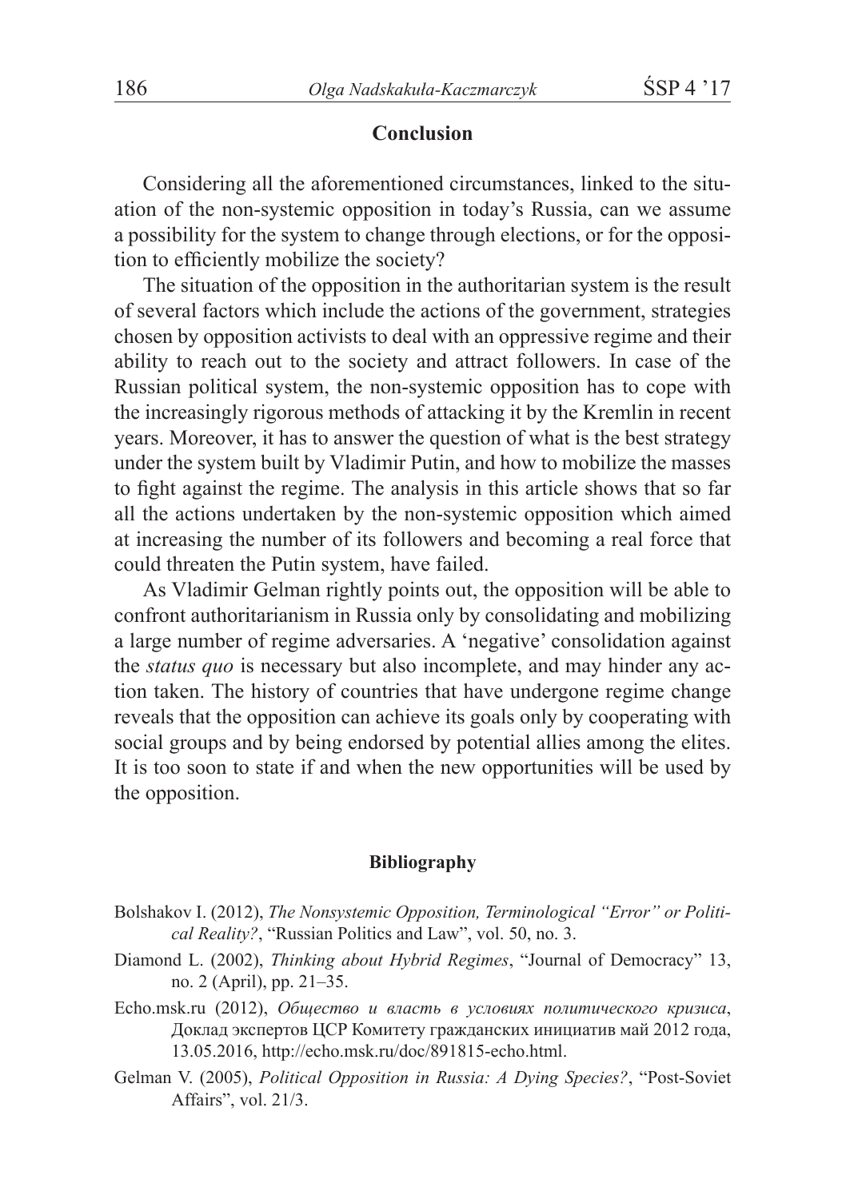## Conclusion

Considering all the aforementioned circumstances, linked to the situation of the non-systemic opposition in today's Russia, can we assume a possibility for the system to change through elections, or for the opposition to efficiently mobilize the society?

The situation of the opposition in the authoritarian system is the result of several factors which include the actions of the government, strategies chosen by opposition activists to deal with an oppressive regime and their ability to reach out to the society and attract followers. In case of the Russian political system, the non-systemic opposition has to cope with the increasingly rigorous methods of attacking it by the Kremlin in recent years. Moreover, it has to answer the question of what is the best strategy under the system built by Vladimir Putin, and how to mobilize the masses to fight against the regime. The analysis in this article shows that so far all the actions undertaken by the non-systemic opposition which aimed at increasing the number of its followers and becoming a real force that could threaten the Putin system, have failed.

As Vladimir Gelman rightly points out, the opposition will be able to confront authoritarianism in Russia only by consolidating and mobilizing a large number of regime adversaries. A 'negative' consolidation against the *status quo* is necessary but also incomplete, and may hinder any action taken. The history of countries that have undergone regime change reveals that the opposition can achieve its goals only by cooperating with social groups and by being endorsed by potential allies among the elites. It is too soon to state if and when the new opportunities will be used by the opposition.

### Bibliography

Bolshakov I. (2012), *The Nonsystemic Opposition, Terminological "Error" or Political Reality?*, "Russian Politics and Law", vol. 50, no. 3.

Diamond L. (2002), *Thinking about Hybrid Regimes*, "Journal of Democracy" 13, no. 2 (April), pp. 21–35.

Echo.msk.ru (2012), *Общество и власть в условиях политического кризиса*, Доклад экспертов ЦСР Комитету гражданских инициатив май 2012 года, 13.05.2016, http://echo.msk.ru/doc/891815-echo.html.

Gelman V. (2005), *Political Opposition in Russia: A Dying Species?*, "Post-Soviet Affairs", vol. 21/3.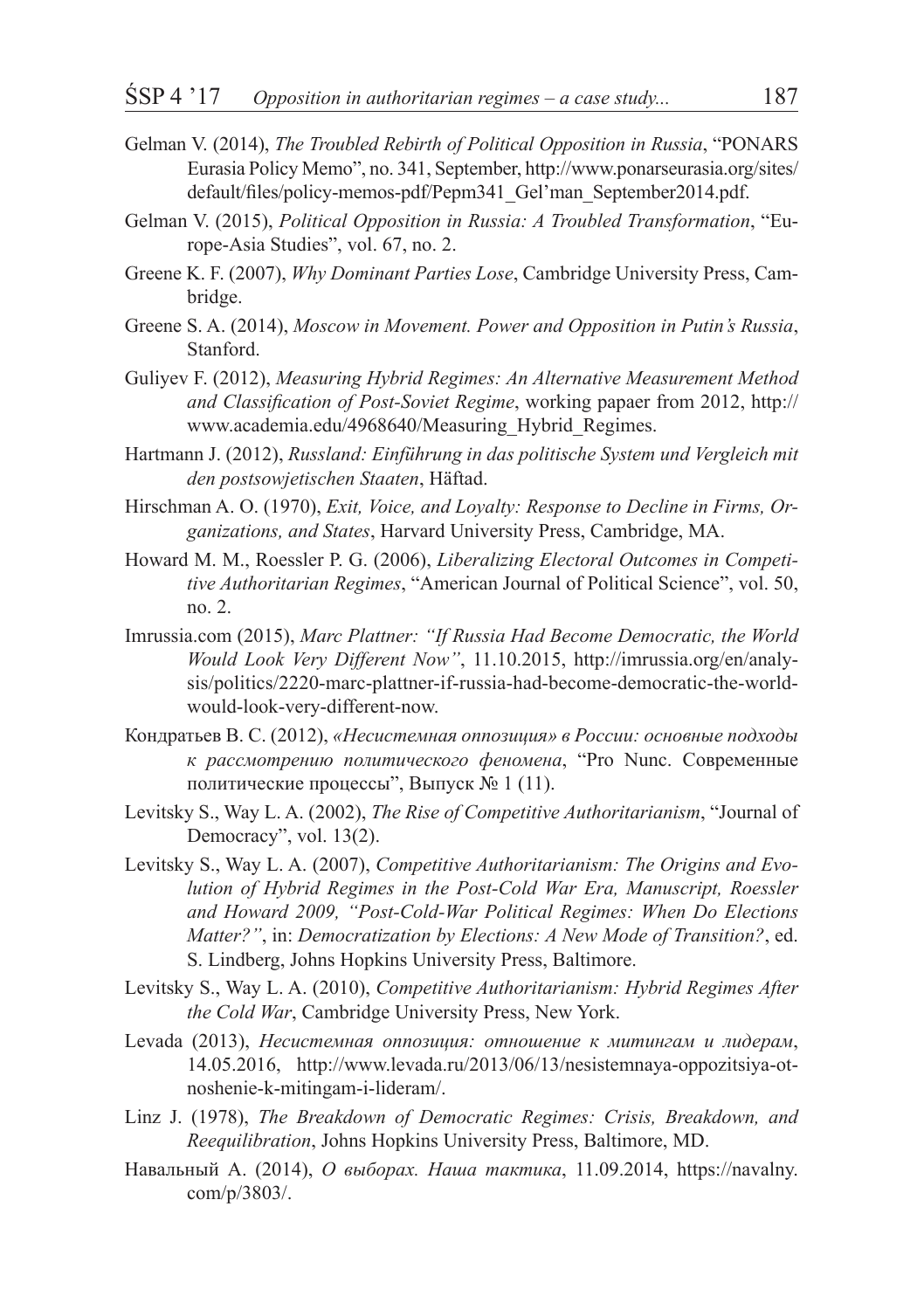Gelman V. (2014), *The Troubled Rebirth of Political Opposition in Russia*, "PONARS Eurasia Policy Memo", no. 341, September, http://www.ponarseurasia.org/sites/default/files/policy-memos-pdf/Pepm341_Gel'man_September2014.pdf.

Gelman V. (2015), *Political Opposition in Russia: A Troubled Transformation*, "Europe-Asia Studies", vol. 67, no. 2.

Greene K. F. (2007), *Why Dominant Parties Lose*, Cambridge University Press, Cambridge.

Greene S. A. (2014), *Moscow in Movement. Power and Opposition in Putin's Russia*, Stanford.

Guliyev F. (2012), *Measuring Hybrid Regimes: An Alternative Measurement Method and Classification of Post-Soviet Regime*, working papaer from 2012, http://www.academia.edu/4968640/Measuring_Hybrid_Regimes.

Hartmann J. (2012), *Russland: Einführung in das politische System und Vergleich mit den postsowjetischen Staaten*, Häftad.

Hirschman A. O. (1970), *Exit, Voice, and Loyalty: Response to Decline in Firms, Organizations, and States*, Harvard University Press, Cambridge, MA.

Howard M. M., Roessler P. G. (2006), *Liberalizing Electoral Outcomes in Competitive Authoritarian Regimes*, "American Journal of Political Science", vol. 50, no. 2.

Imrussia.com (2015), *Marc Plattner: "If Russia Had Become Democratic, the World Would Look Very Different Now"*, 11.10.2015, http://imrussia.org/en/analysis/politics/2220-marc-plattner-if-russia-had-become-democratic-the-world-would-look-very-different-now.

Кондратьев В. С. (2012), *«Несистемная оппозиция» в России: основные подходы к рассмотрению политического феномена*, "Pro Nunc. Современные политические процессы", Выпуск № 1 (11).

Levitsky S., Way L. A. (2002), *The Rise of Competitive Authoritarianism*, "Journal of Democracy", vol. 13(2).

Levitsky S., Way L. A. (2007), *Competitive Authoritarianism: The Origins and Evolution of Hybrid Regimes in the Post-Cold War Era, Manuscript, Roessler and Howard 2009, "Post-Cold-War Political Regimes: When Do Elections Matter?"*, in: *Democratization by Elections: A New Mode of Transition?*, ed. S. Lindberg, Johns Hopkins University Press, Baltimore.

Levitsky S., Way L. A. (2010), *Competitive Authoritarianism: Hybrid Regimes After the Cold War*, Cambridge University Press, New York.

Levada (2013), *Несистемная оппозиция: отношение к митингам и лидерам*, 14.05.2016, http://www.levada.ru/2013/06/13/nesistemnaya-oppozitsiya-otnoshenie-k-mitingam-i-lideram/.

Linz J. (1978), *The Breakdown of Democratic Regimes: Crisis, Breakdown, and Reequilibration*, Johns Hopkins University Press, Baltimore, MD.

Навальный А. (2014), *О выборах. Наша тактика*, 11.09.2014, https://navalny.com/p/3803/.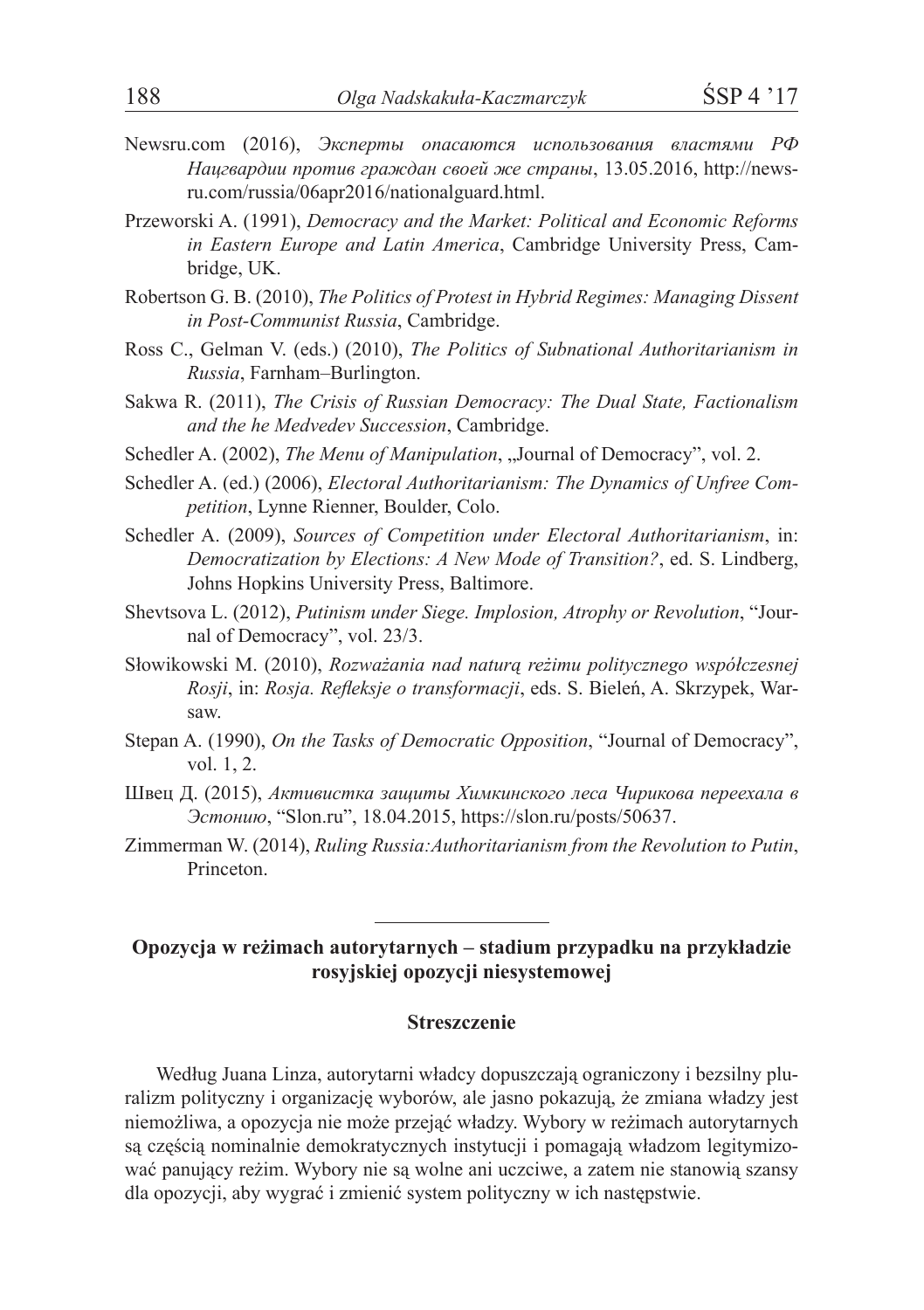Newsru.com (2016), *Эксперты опасаются использования властями РФ Нацгвардии против граждан своей же страны*, 13.05.2016, http://newsru.com/russia/06apr2016/nationalguard.html.

Przeworski A. (1991), *Democracy and the Market: Political and Economic Reforms in Eastern Europe and Latin America*, Cambridge University Press, Cambridge, UK.

Robertson G. B. (2010), *The Politics of Protest in Hybrid Regimes: Managing Dissent in Post-Communist Russia*, Cambridge.

Ross C., Gelman V. (eds.) (2010), *The Politics of Subnational Authoritarianism in Russia*, Farnham–Burlington.

Sakwa R. (2011), *The Crisis of Russian Democracy: The Dual State, Factionalism and the he Medvedev Succession*, Cambridge.

Schedler A. (2002), *The Menu of Manipulation*, „Journal of Democracy", vol. 2.

Schedler A. (ed.) (2006), *Electoral Authoritarianism: The Dynamics of Unfree Competition*, Lynne Rienner, Boulder, Colo.

Schedler A. (2009), *Sources of Competition under Electoral Authoritarianism*, in: *Democratization by Elections: A New Mode of Transition?*, ed. S. Lindberg, Johns Hopkins University Press, Baltimore.

Shevtsova L. (2012), *Putinism under Siege. Implosion, Atrophy or Revolution*, "Journal of Democracy", vol. 23/3.

Słowikowski M. (2010), *Rozważania nad naturą reżimu politycznego współczesnej Rosji*, in: *Rosja. Refleksje o transformacji*, eds. S. Bieleń, A. Skrzypek, Warsaw.

Stepan A. (1990), *On the Tasks of Democratic Opposition*, "Journal of Democracy", vol. 1, 2.

Швец Д. (2015), *Активистка защиты Химкинского леса Чирикова переехала в Эстонию*, "Slon.ru", 18.04.2015, https://slon.ru/posts/50637.

Zimmerman W. (2014), *Ruling Russia:Authoritarianism from the Revolution to Putin*, Princeton.

---

**Opozycja w reżimach autorytarnych – stadium przypadku na przykładzie rosyjskiej opozycji niesystemowej**

**Streszczenie**

Według Juana Linza, autorytarni władcy dopuszczają ograniczony i bezsilny pluralizm polityczny i organizację wyborów, ale jasno pokazują, że zmiana władzy jest niemożliwa, a opozycja nie może przejąć władzy. Wybory w reżimach autorytarnych są częścią nominalnie demokratycznych instytucji i pomagają władzom legitymizować panujący reżim. Wybory nie są wolne ani uczciwe, a zatem nie stanowią szansy dla opozycji, aby wygrać i zmienić system polityczny w ich następstwie.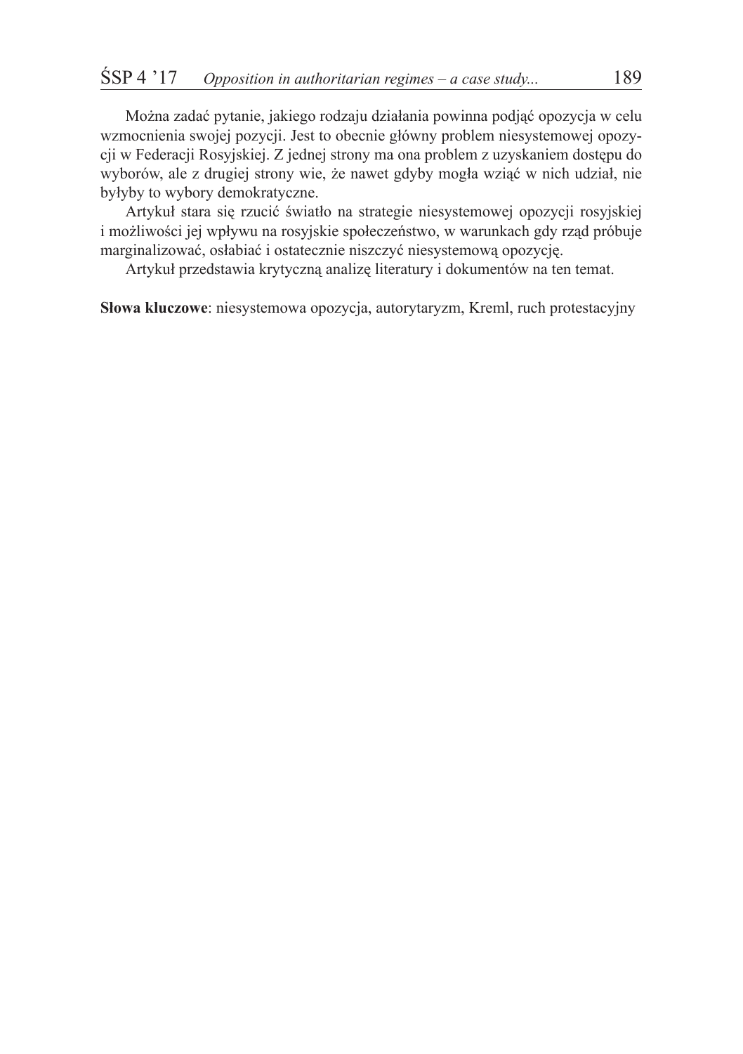Można zadać pytanie, jakiego rodzaju działania powinna podjąć opozycja w celu wzmocnienia swojej pozycji. Jest to obecnie główny problem niesystemowej opozycji w Federacji Rosyjskiej. Z jednej strony ma ona problem z uzyskaniem dostępu do wyborów, ale z drugiej strony wie, że nawet gdyby mogła wziąć w nich udział, nie byłyby to wybory demokratyczne.

Artykuł stara się rzucić światło na strategie niesystemowej opozycji rosyjskiej i możliwości jej wpływu na rosyjskie społeczeństwo, w warunkach gdy rząd próbuje marginalizować, osłabiać i ostatecznie niszczyć niesystemową opozycję.

Artykuł przedstawia krytyczną analizę literatury i dokumentów na ten temat.

**Słowa kluczowe**: niesystemowa opozycja, autorytaryzm, Kreml, ruch protestacyjny